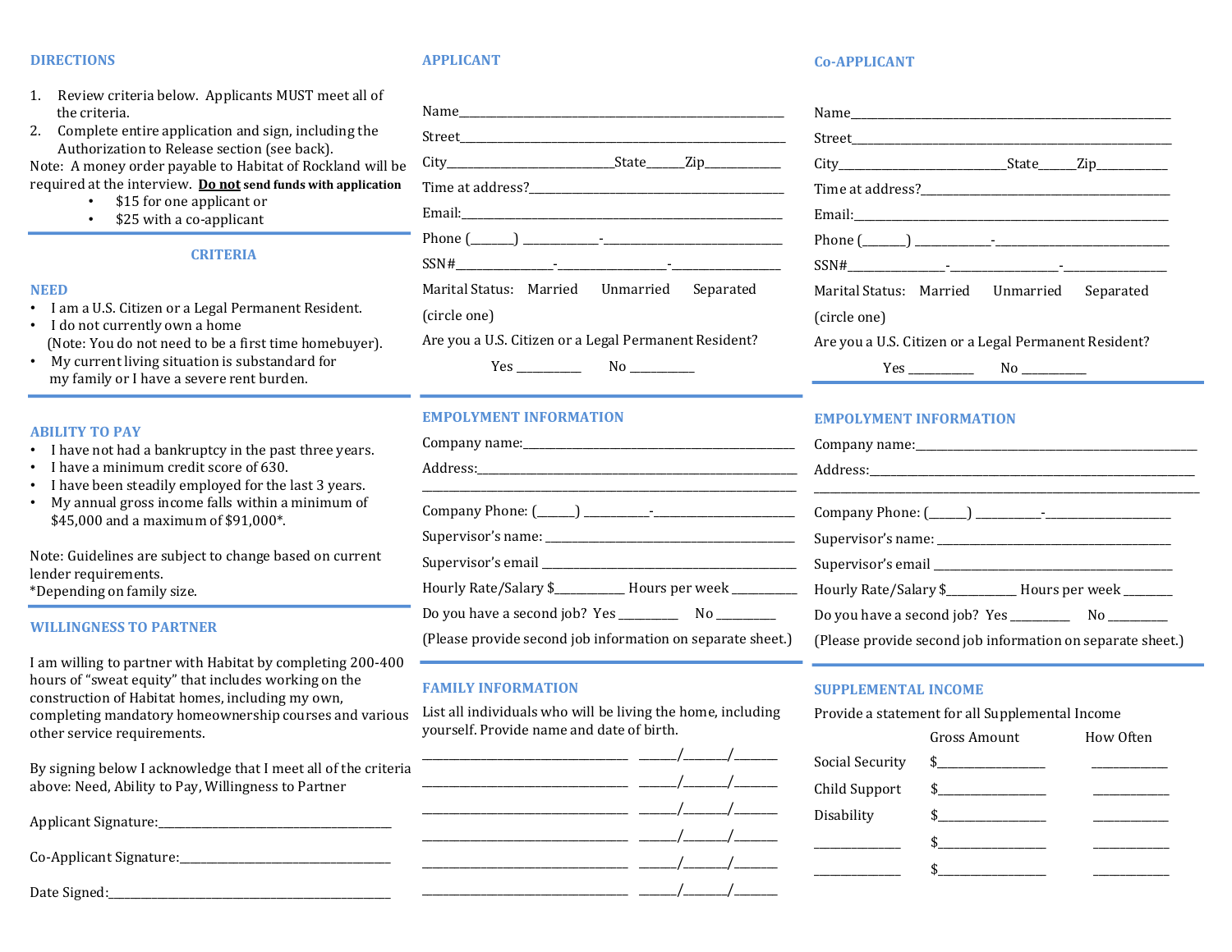## DIRECTIONS

1. Review criteria below. Applicants MUST meet all of the criteria.
2. Complete entire application and sign, including the Authorization to Release section (see back).

Note: A money order payable to Habitat of Rockland will be required at the interview. **Do not send funds with application**

- $15 for one applicant or
- $25 with a co-applicant

## CRITERIA

### NEED

- I am a U.S. Citizen or a Legal Permanent Resident.
- I do not currently own a home (Note: You do not need to be a first time homebuyer).
- My current living situation is substandard for my family or I have a severe rent burden.

### ABILITY TO PAY

- I have not had a bankruptcy in the past three years.
- I have a minimum credit score of 630.
- I have been steadily employed for the last 3 years.
- My annual gross income falls within a minimum of $45,000 and a maximum of $91,000*.

Note: Guidelines are subject to change based on current lender requirements.
*Depending on family size.

### WILLINGNESS TO PARTNER

I am willing to partner with Habitat by completing 200-400 hours of "sweat equity" that includes working on the construction of Habitat homes, including my own, completing mandatory homeownership courses and various other service requirements.

By signing below I acknowledge that I meet all of the criteria above: Need, Ability to Pay, Willingness to Partner

Applicant Signature:______________________________

Co-Applicant Signature:______________________________

Date Signed:______________________________

## APPLICANT

Name______________________________

Street______________________________

City____________________State______Zip__________

Time at address?______________________________

Email:______________________________

Phone (______) __________-__________________

SSN#____________-____________-____________

Marital Status: Married Unmarried Separated

(circle one)

Are you a U.S. Citizen or a Legal Permanent Resident?

Yes _________ No _________

## EMPOLYMENT INFORMATION

Company name:______________________________

Address:______________________________

______________________________

Company Phone: (______) __________-__________________

Supervisor's name: ______________________________

Supervisor's email ______________________________

Hourly Rate/Salary $__________ Hours per week _________

Do you have a second job? Yes _________ No _________

(Please provide second job information on separate sheet.)

## FAMILY INFORMATION

List all individuals who will be living the home, including yourself. Provide name and date of birth.

______________________________ ______/______/______

______________________________ ______/______/______

______________________________ ______/______/______

______________________________ ______/______/______

______________________________ ______/______/______

______________________________ ______/______/______

## Co-APPLICANT

Name______________________________

Street______________________________

City____________________State______Zip__________

Time at address?______________________________

Email:______________________________

Phone (______) __________-__________________

SSN#____________-____________-____________

Marital Status: Married Unmarried Separated

(circle one)

Are you a U.S. Citizen or a Legal Permanent Resident?

Yes _________ No _________

## EMPOLYMENT INFORMATION

Company name:______________________________

Address:______________________________

______________________________

Company Phone: (______) __________-__________________

Supervisor's name: ______________________________

Supervisor's email ______________________________

Hourly Rate/Salary $__________ Hours per week _______

Do you have a second job? Yes _________ No _________

(Please provide second job information on separate sheet.)

## SUPPLEMENTAL INCOME

Provide a statement for all Supplemental Income

| | Gross Amount | How Often |
|---|---|---|
| Social Security | $______________ | __________ |
| Child Support | $______________ | __________ |
| Disability | $______________ | __________ |
| ____________ | $______________ | __________ |
| ____________ | $______________ | __________ |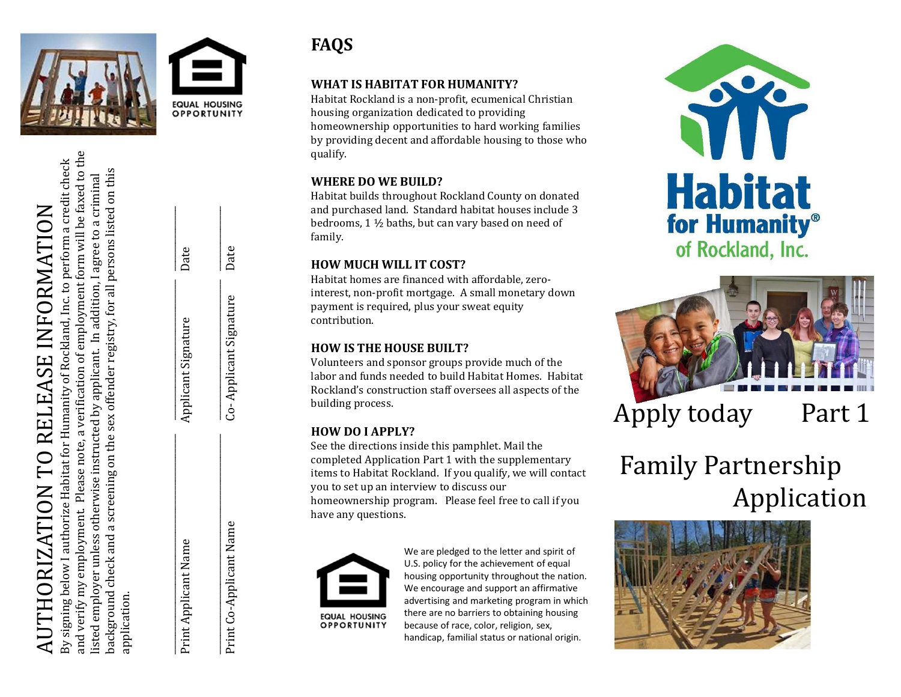# AUTHORIZATION TO RELEASE INFORMATION

By signing below I authorize Habitat for Humanity of Rockland, Inc. to perform a credit check and verify my employment. Please note, a verification of employment form will be faxed to the listed employer unless otherwise instructed by applicant. In addition, I agree to a criminal background check and a screening on the sex offender registry, for all persons listed on this application.

EQUAL HOUSING OPPORTUNITY

Print Applicant Name _______________ Applicant Signature _______________ Date _______________

Print Co-Applicant Name _______________ Co-Applicant Signature _______________ Date _______________

## FAQS

**WHAT IS HABITAT FOR HUMANITY?**

Habitat Rockland is a non-profit, ecumenical Christian housing organization dedicated to providing homeownership opportunities to hard working families by providing decent and affordable housing to those who qualify.

**WHERE DO WE BUILD?**

Habitat builds throughout Rockland County on donated and purchased land. Standard habitat houses include 3 bedrooms, 1 ½ baths, but can vary based on need of family.

**HOW MUCH WILL IT COST?**

Habitat homes are financed with affordable, zero-interest, non-profit mortgage. A small monetary down payment is required, plus your sweat equity contribution.

**HOW IS THE HOUSE BUILT?**

Volunteers and sponsor groups provide much of the labor and funds needed to build Habitat Homes. Habitat Rockland's construction staff oversees all aspects of the building process.

**HOW DO I APPLY?**

See the directions inside this pamphlet. Mail the completed Application Part 1 with the supplementary items to Habitat Rockland. If you qualify, we will contact you to set up an interview to discuss our homeownership program. Please feel free to call if you have any questions.

EQUAL HOUSING OPPORTUNITY

We are pledged to the letter and spirit of U.S. policy for the achievement of equal housing opportunity throughout the nation. We encourage and support an affirmative advertising and marketing program in which there are no barriers to obtaining housing because of race, color, religion, sex, handicap, familial status or national origin.

Habitat for Humanity® of Rockland, Inc.

Apply today Part 1

# Family Partnership Application